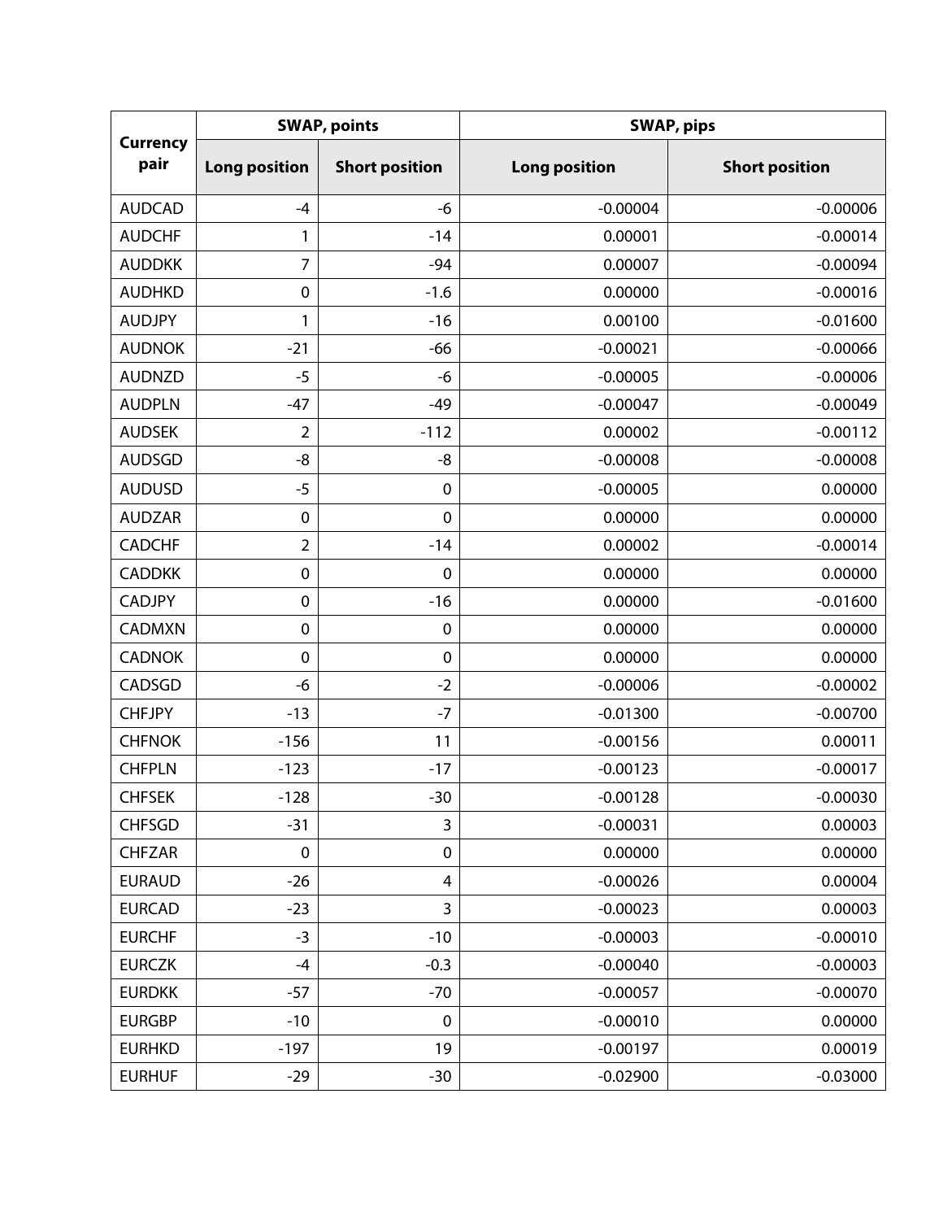| Currency pair | SWAP, points | | SWAP, pips | |
|---|---|---|---|---|
| | Long position | Short position | Long position | Short position |
| AUDCAD | -4 | -6 | -0.00004 | -0.00006 |
| AUDCHF | 1 | -14 | 0.00001 | -0.00014 |
| AUDDKK | 7 | -94 | 0.00007 | -0.00094 |
| AUDHKD | 0 | -1.6 | 0.00000 | -0.00016 |
| AUDJPY | 1 | -16 | 0.00100 | -0.01600 |
| AUDNOK | -21 | -66 | -0.00021 | -0.00066 |
| AUDNZD | -5 | -6 | -0.00005 | -0.00006 |
| AUDPLN | -47 | -49 | -0.00047 | -0.00049 |
| AUDSEK | 2 | -112 | 0.00002 | -0.00112 |
| AUDSGD | -8 | -8 | -0.00008 | -0.00008 |
| AUDUSD | -5 | 0 | -0.00005 | 0.00000 |
| AUDZAR | 0 | 0 | 0.00000 | 0.00000 |
| CADCHF | 2 | -14 | 0.00002 | -0.00014 |
| CADDKK | 0 | 0 | 0.00000 | 0.00000 |
| CADJPY | 0 | -16 | 0.00000 | -0.01600 |
| CADMXN | 0 | 0 | 0.00000 | 0.00000 |
| CADNOK | 0 | 0 | 0.00000 | 0.00000 |
| CADSGD | -6 | -2 | -0.00006 | -0.00002 |
| CHFJPY | -13 | -7 | -0.01300 | -0.00700 |
| CHFNOK | -156 | 11 | -0.00156 | 0.00011 |
| CHFPLN | -123 | -17 | -0.00123 | -0.00017 |
| CHFSEK | -128 | -30 | -0.00128 | -0.00030 |
| CHFSGD | -31 | 3 | -0.00031 | 0.00003 |
| CHFZAR | 0 | 0 | 0.00000 | 0.00000 |
| EURAUD | -26 | 4 | -0.00026 | 0.00004 |
| EURCAD | -23 | 3 | -0.00023 | 0.00003 |
| EURCHF | -3 | -10 | -0.00003 | -0.00010 |
| EURCZK | -4 | -0.3 | -0.00040 | -0.00003 |
| EURDKK | -57 | -70 | -0.00057 | -0.00070 |
| EURGBP | -10 | 0 | -0.00010 | 0.00000 |
| EURHKD | -197 | 19 | -0.00197 | 0.00019 |
| EURHUF | -29 | -30 | -0.02900 | -0.03000 |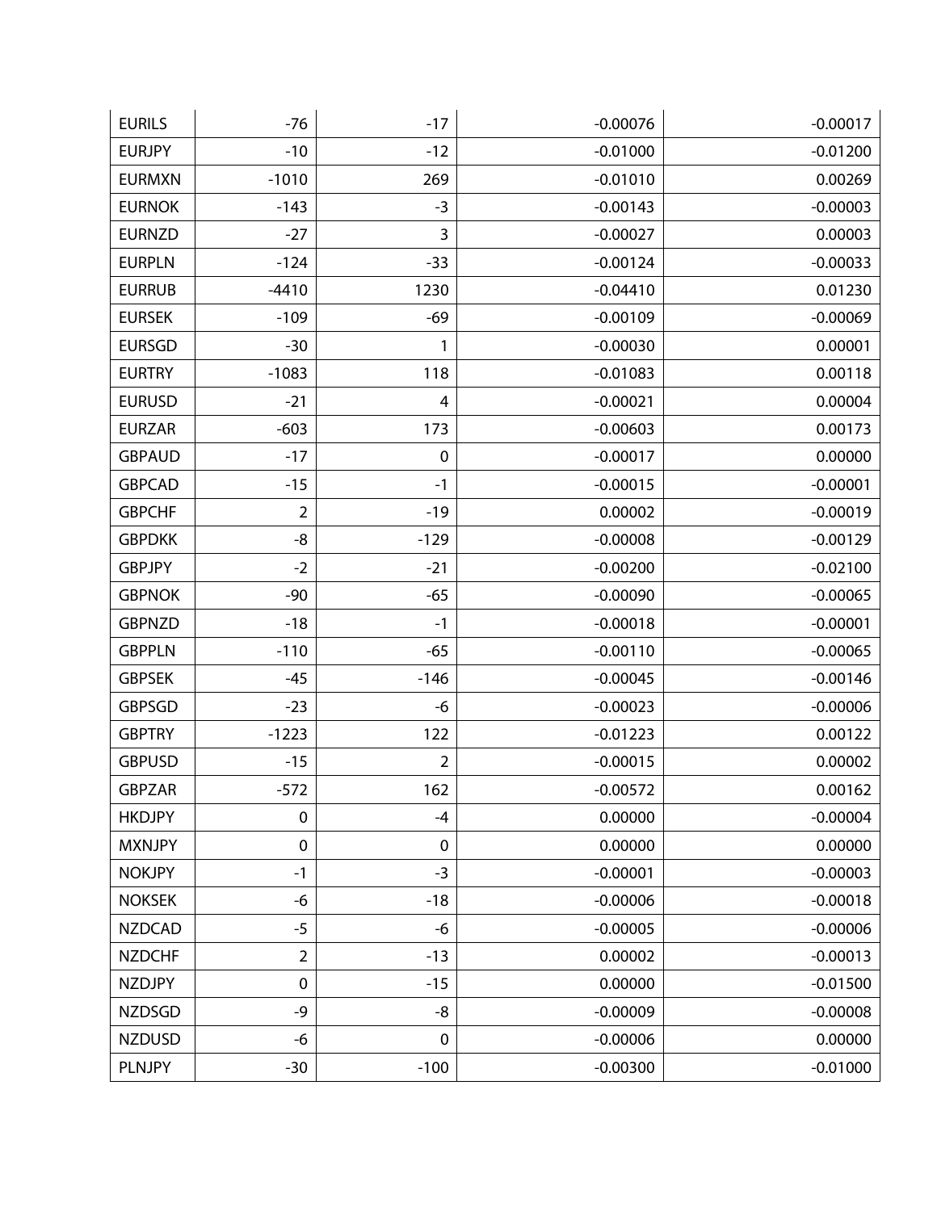| | | | | |
|---|---|---|---|---|
| EURILS | -76 | -17 | -0.00076 | -0.00017 |
| EURJPY | -10 | -12 | -0.01000 | -0.01200 |
| EURMXN | -1010 | 269 | -0.01010 | 0.00269 |
| EURNOK | -143 | -3 | -0.00143 | -0.00003 |
| EURNZD | -27 | 3 | -0.00027 | 0.00003 |
| EURPLN | -124 | -33 | -0.00124 | -0.00033 |
| EURRUB | -4410 | 1230 | -0.04410 | 0.01230 |
| EURSEK | -109 | -69 | -0.00109 | -0.00069 |
| EURSGD | -30 | 1 | -0.00030 | 0.00001 |
| EURTRY | -1083 | 118 | -0.01083 | 0.00118 |
| EURUSD | -21 | 4 | -0.00021 | 0.00004 |
| EURZAR | -603 | 173 | -0.00603 | 0.00173 |
| GBPAUD | -17 | 0 | -0.00017 | 0.00000 |
| GBPCAD | -15 | -1 | -0.00015 | -0.00001 |
| GBPCHF | 2 | -19 | 0.00002 | -0.00019 |
| GBPDKK | -8 | -129 | -0.00008 | -0.00129 |
| GBPJPY | -2 | -21 | -0.00200 | -0.02100 |
| GBPNOK | -90 | -65 | -0.00090 | -0.00065 |
| GBPNZD | -18 | -1 | -0.00018 | -0.00001 |
| GBPPLN | -110 | -65 | -0.00110 | -0.00065 |
| GBPSEK | -45 | -146 | -0.00045 | -0.00146 |
| GBPSGD | -23 | -6 | -0.00023 | -0.00006 |
| GBPTRY | -1223 | 122 | -0.01223 | 0.00122 |
| GBPUSD | -15 | 2 | -0.00015 | 0.00002 |
| GBPZAR | -572 | 162 | -0.00572 | 0.00162 |
| HKDJPY | 0 | -4 | 0.00000 | -0.00004 |
| MXNJPY | 0 | 0 | 0.00000 | 0.00000 |
| NOKJPY | -1 | -3 | -0.00001 | -0.00003 |
| NOKSEK | -6 | -18 | -0.00006 | -0.00018 |
| NZDCAD | -5 | -6 | -0.00005 | -0.00006 |
| NZDCHF | 2 | -13 | 0.00002 | -0.00013 |
| NZDJPY | 0 | -15 | 0.00000 | -0.01500 |
| NZDSGD | -9 | -8 | -0.00009 | -0.00008 |
| NZDUSD | -6 | 0 | -0.00006 | 0.00000 |
| PLNJPY | -30 | -100 | -0.00300 | -0.01000 |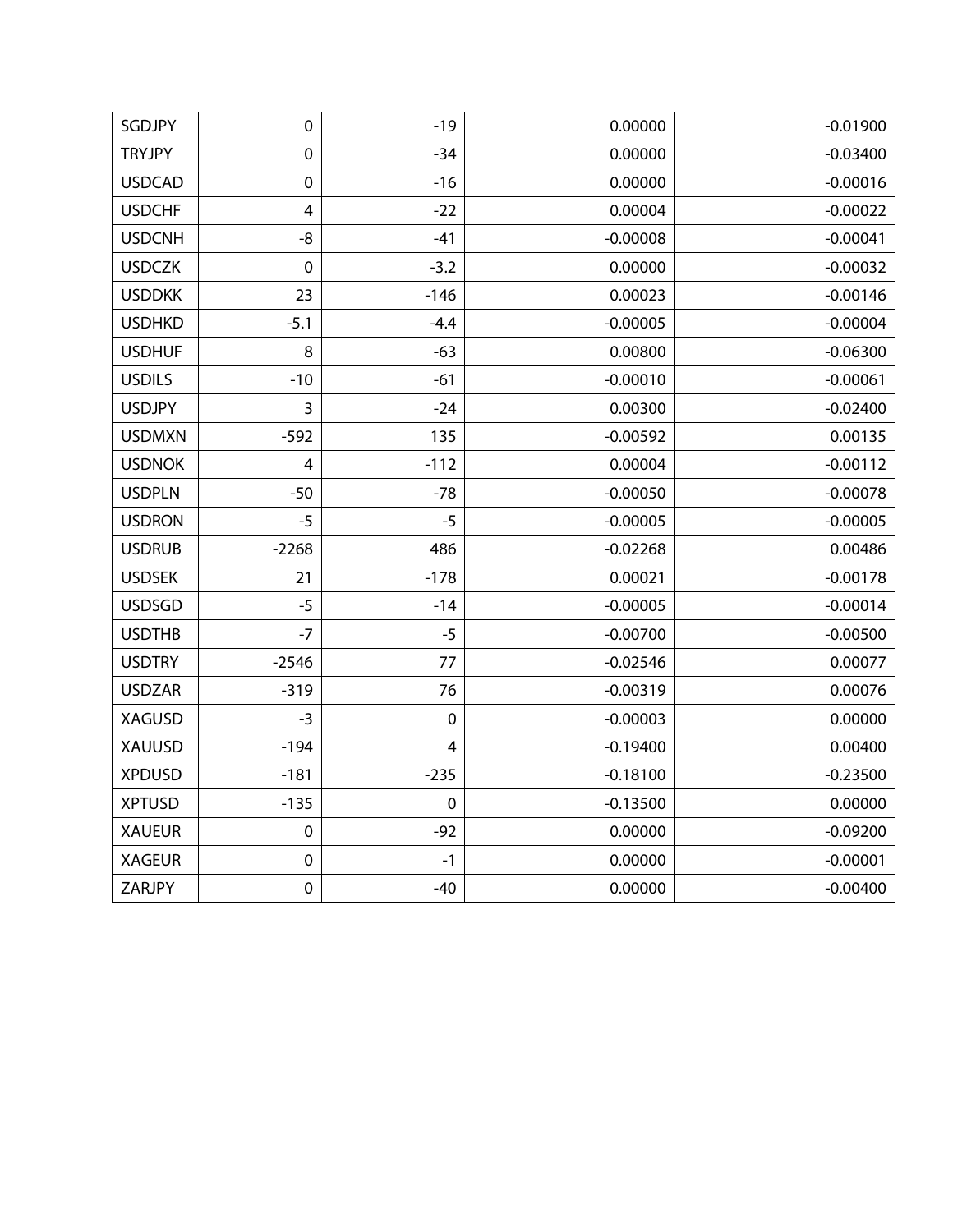| | | | | |
|---|---|---|---|---|
| SGDJPY | 0 | -19 | 0.00000 | -0.01900 |
| TRYJPY | 0 | -34 | 0.00000 | -0.03400 |
| USDCAD | 0 | -16 | 0.00000 | -0.00016 |
| USDCHF | 4 | -22 | 0.00004 | -0.00022 |
| USDCNH | -8 | -41 | -0.00008 | -0.00041 |
| USDCZK | 0 | -3.2 | 0.00000 | -0.00032 |
| USDDKK | 23 | -146 | 0.00023 | -0.00146 |
| USDHKD | -5.1 | -4.4 | -0.00005 | -0.00004 |
| USDHUF | 8 | -63 | 0.00800 | -0.06300 |
| USDILS | -10 | -61 | -0.00010 | -0.00061 |
| USDJPY | 3 | -24 | 0.00300 | -0.02400 |
| USDMXN | -592 | 135 | -0.00592 | 0.00135 |
| USDNOK | 4 | -112 | 0.00004 | -0.00112 |
| USDPLN | -50 | -78 | -0.00050 | -0.00078 |
| USDRON | -5 | -5 | -0.00005 | -0.00005 |
| USDRUB | -2268 | 486 | -0.02268 | 0.00486 |
| USDSEK | 21 | -178 | 0.00021 | -0.00178 |
| USDSGD | -5 | -14 | -0.00005 | -0.00014 |
| USDTHB | -7 | -5 | -0.00700 | -0.00500 |
| USDTRY | -2546 | 77 | -0.02546 | 0.00077 |
| USDZAR | -319 | 76 | -0.00319 | 0.00076 |
| XAGUSD | -3 | 0 | -0.00003 | 0.00000 |
| XAUUSD | -194 | 4 | -0.19400 | 0.00400 |
| XPDUSD | -181 | -235 | -0.18100 | -0.23500 |
| XPTUSD | -135 | 0 | -0.13500 | 0.00000 |
| XAUEUR | 0 | -92 | 0.00000 | -0.09200 |
| XAGEUR | 0 | -1 | 0.00000 | -0.00001 |
| ZARJPY | 0 | -40 | 0.00000 | -0.00400 |